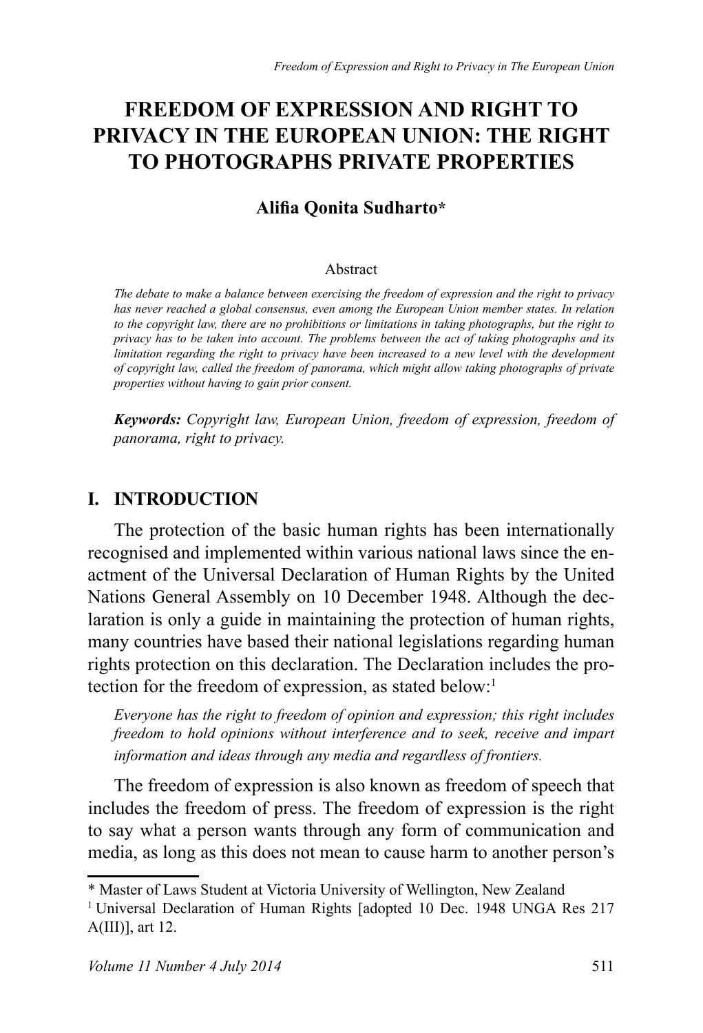# FREEDOM OF EXPRESSION AND RIGHT TO PRIVACY IN THE EUROPEAN UNION: THE RIGHT TO PHOTOGRAPHS PRIVATE PROPERTIES

**Alifia Qonita Sudharto***

Abstract

*The debate to make a balance between exercising the freedom of expression and the right to privacy has never reached a global consensus, even among the European Union member states. In relation to the copyright law, there are no prohibitions or limitations in taking photographs, but the right to privacy has to be taken into account. The problems between the act of taking photographs and its limitation regarding the right to privacy have been increased to a new level with the development of copyright law, called the freedom of panorama, which might allow taking photographs of private properties without having to gain prior consent.*

***Keywords:*** *Copyright law, European Union, freedom of expression, freedom of panorama, right to privacy.*

## I. INTRODUCTION

The protection of the basic human rights has been internationally recognised and implemented within various national laws since the enactment of the Universal Declaration of Human Rights by the United Nations General Assembly on 10 December 1948. Although the declaration is only a guide in maintaining the protection of human rights, many countries have based their national legislations regarding human rights protection on this declaration. The Declaration includes the protection for the freedom of expression, as stated below:[1]

> *Everyone has the right to freedom of opinion and expression; this right includes freedom to hold opinions without interference and to seek, receive and impart information and ideas through any media and regardless of frontiers.*

The freedom of expression is also known as freedom of speech that includes the freedom of press. The freedom of expression is the right to say what a person wants through any form of communication and media, as long as this does not mean to cause harm to another person's

---

\* Master of Laws Student at Victoria University of Wellington, New Zealand

[1] Universal Declaration of Human Rights [adopted 10 Dec. 1948 UNGA Res 217 A(III)], art 12.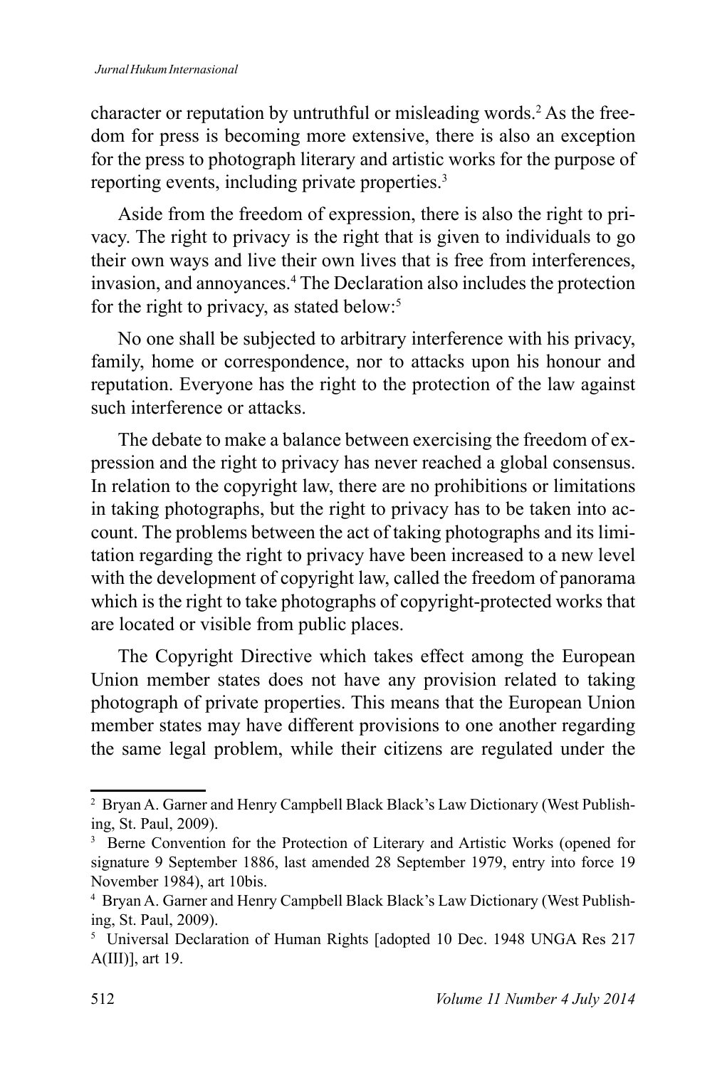character or reputation by untruthful or misleading words.[2] As the freedom for press is becoming more extensive, there is also an exception for the press to photograph literary and artistic works for the purpose of reporting events, including private properties.[3]

Aside from the freedom of expression, there is also the right to privacy. The right to privacy is the right that is given to individuals to go their own ways and live their own lives that is free from interferences, invasion, and annoyances.[4] The Declaration also includes the protection for the right to privacy, as stated below:[5]

No one shall be subjected to arbitrary interference with his privacy, family, home or correspondence, nor to attacks upon his honour and reputation. Everyone has the right to the protection of the law against such interference or attacks.

The debate to make a balance between exercising the freedom of expression and the right to privacy has never reached a global consensus. In relation to the copyright law, there are no prohibitions or limitations in taking photographs, but the right to privacy has to be taken into account. The problems between the act of taking photographs and its limitation regarding the right to privacy have been increased to a new level with the development of copyright law, called the freedom of panorama which is the right to take photographs of copyright-protected works that are located or visible from public places.

The Copyright Directive which takes effect among the European Union member states does not have any provision related to taking photograph of private properties. This means that the European Union member states may have different provisions to one another regarding the same legal problem, while their citizens are regulated under the

---

[2] Bryan A. Garner and Henry Campbell Black Black's Law Dictionary (West Publishing, St. Paul, 2009).

[3] Berne Convention for the Protection of Literary and Artistic Works (opened for signature 9 September 1886, last amended 28 September 1979, entry into force 19 November 1984), art 10bis.

[4] Bryan A. Garner and Henry Campbell Black Black's Law Dictionary (West Publishing, St. Paul, 2009).

[5] Universal Declaration of Human Rights [adopted 10 Dec. 1948 UNGA Res 217 A(III)], art 19.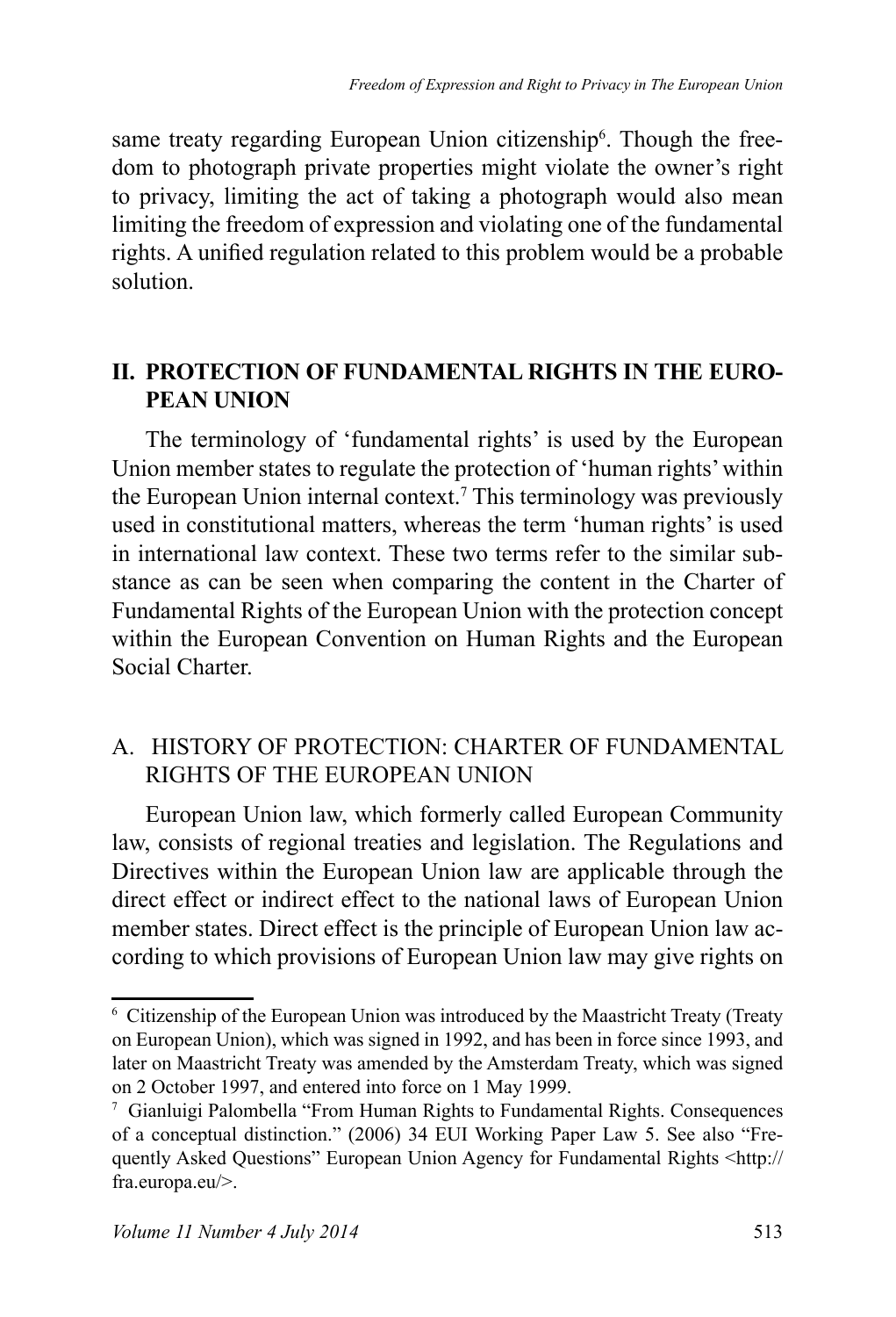same treaty regarding European Union citizenship[6]. Though the freedom to photograph private properties might violate the owner's right to privacy, limiting the act of taking a photograph would also mean limiting the freedom of expression and violating one of the fundamental rights. A unified regulation related to this problem would be a probable solution.

## II. PROTECTION OF FUNDAMENTAL RIGHTS IN THE EUROPEAN UNION

The terminology of 'fundamental rights' is used by the European Union member states to regulate the protection of 'human rights' within the European Union internal context.[7] This terminology was previously used in constitutional matters, whereas the term 'human rights' is used in international law context. These two terms refer to the similar substance as can be seen when comparing the content in the Charter of Fundamental Rights of the European Union with the protection concept within the European Convention on Human Rights and the European Social Charter.

### A. HISTORY OF PROTECTION: CHARTER OF FUNDAMENTAL RIGHTS OF THE EUROPEAN UNION

European Union law, which formerly called European Community law, consists of regional treaties and legislation. The Regulations and Directives within the European Union law are applicable through the direct effect or indirect effect to the national laws of European Union member states. Direct effect is the principle of European Union law according to which provisions of European Union law may give rights on

---

[6] Citizenship of the European Union was introduced by the Maastricht Treaty (Treaty on European Union), which was signed in 1992, and has been in force since 1993, and later on Maastricht Treaty was amended by the Amsterdam Treaty, which was signed on 2 October 1997, and entered into force on 1 May 1999.

[7] Gianluigi Palombella "From Human Rights to Fundamental Rights. Consequences of a conceptual distinction." (2006) 34 EUI Working Paper Law 5. See also "Frequently Asked Questions" European Union Agency for Fundamental Rights <http://fra.europa.eu/>.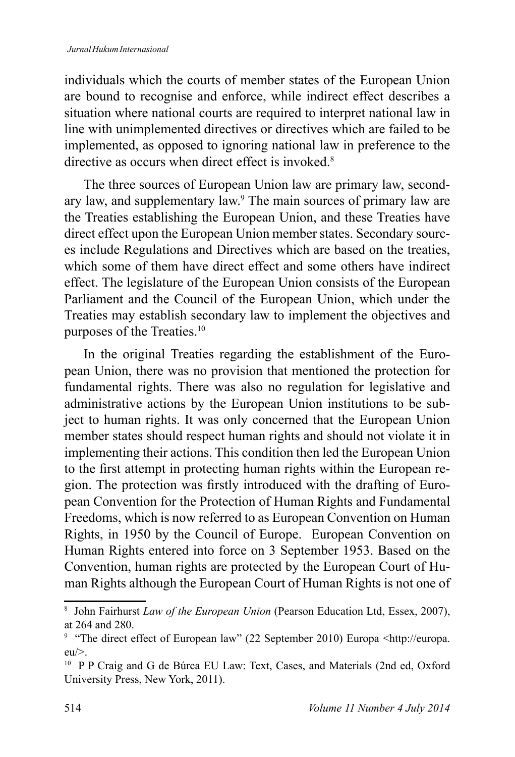individuals which the courts of member states of the European Union are bound to recognise and enforce, while indirect effect describes a situation where national courts are required to interpret national law in line with unimplemented directives or directives which are failed to be implemented, as opposed to ignoring national law in preference to the directive as occurs when direct effect is invoked.[8]

The three sources of European Union law are primary law, secondary law, and supplementary law.[9] The main sources of primary law are the Treaties establishing the European Union, and these Treaties have direct effect upon the European Union member states. Secondary sources include Regulations and Directives which are based on the treaties, which some of them have direct effect and some others have indirect effect. The legislature of the European Union consists of the European Parliament and the Council of the European Union, which under the Treaties may establish secondary law to implement the objectives and purposes of the Treaties.[10]

In the original Treaties regarding the establishment of the European Union, there was no provision that mentioned the protection for fundamental rights. There was also no regulation for legislative and administrative actions by the European Union institutions to be subject to human rights. It was only concerned that the European Union member states should respect human rights and should not violate it in implementing their actions. This condition then led the European Union to the first attempt in protecting human rights within the European region. The protection was firstly introduced with the drafting of European Convention for the Protection of Human Rights and Fundamental Freedoms, which is now referred to as European Convention on Human Rights, in 1950 by the Council of Europe. European Convention on Human Rights entered into force on 3 September 1953. Based on the Convention, human rights are protected by the European Court of Human Rights although the European Court of Human Rights is not one of

---

[8] John Fairhurst *Law of the European Union* (Pearson Education Ltd, Essex, 2007), at 264 and 280.

[9] "The direct effect of European law" (22 September 2010) Europa <http://europa.eu/>.

[10] P P Craig and G de Búrca EU Law: Text, Cases, and Materials (2nd ed, Oxford University Press, New York, 2011).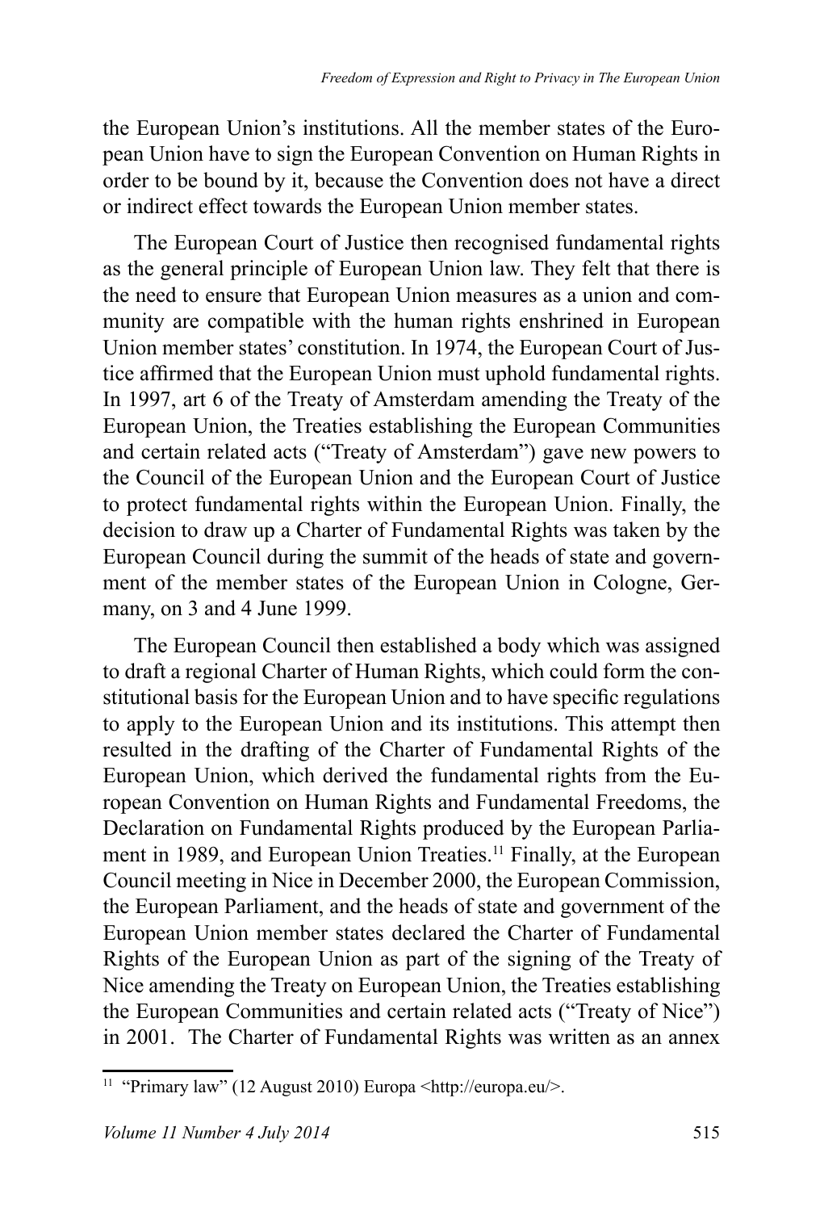the European Union's institutions. All the member states of the European Union have to sign the European Convention on Human Rights in order to be bound by it, because the Convention does not have a direct or indirect effect towards the European Union member states.

The European Court of Justice then recognised fundamental rights as the general principle of European Union law. They felt that there is the need to ensure that European Union measures as a union and community are compatible with the human rights enshrined in European Union member states' constitution. In 1974, the European Court of Justice affirmed that the European Union must uphold fundamental rights. In 1997, art 6 of the Treaty of Amsterdam amending the Treaty of the European Union, the Treaties establishing the European Communities and certain related acts ("Treaty of Amsterdam") gave new powers to the Council of the European Union and the European Court of Justice to protect fundamental rights within the European Union. Finally, the decision to draw up a Charter of Fundamental Rights was taken by the European Council during the summit of the heads of state and government of the member states of the European Union in Cologne, Germany, on 3 and 4 June 1999.

The European Council then established a body which was assigned to draft a regional Charter of Human Rights, which could form the constitutional basis for the European Union and to have specific regulations to apply to the European Union and its institutions. This attempt then resulted in the drafting of the Charter of Fundamental Rights of the European Union, which derived the fundamental rights from the European Convention on Human Rights and Fundamental Freedoms, the Declaration on Fundamental Rights produced by the European Parliament in 1989, and European Union Treaties.[11] Finally, at the European Council meeting in Nice in December 2000, the European Commission, the European Parliament, and the heads of state and government of the European Union member states declared the Charter of Fundamental Rights of the European Union as part of the signing of the Treaty of Nice amending the Treaty on European Union, the Treaties establishing the European Communities and certain related acts ("Treaty of Nice") in 2001. The Charter of Fundamental Rights was written as an annex

---

[11] "Primary law" (12 August 2010) Europa <http://europa.eu/>.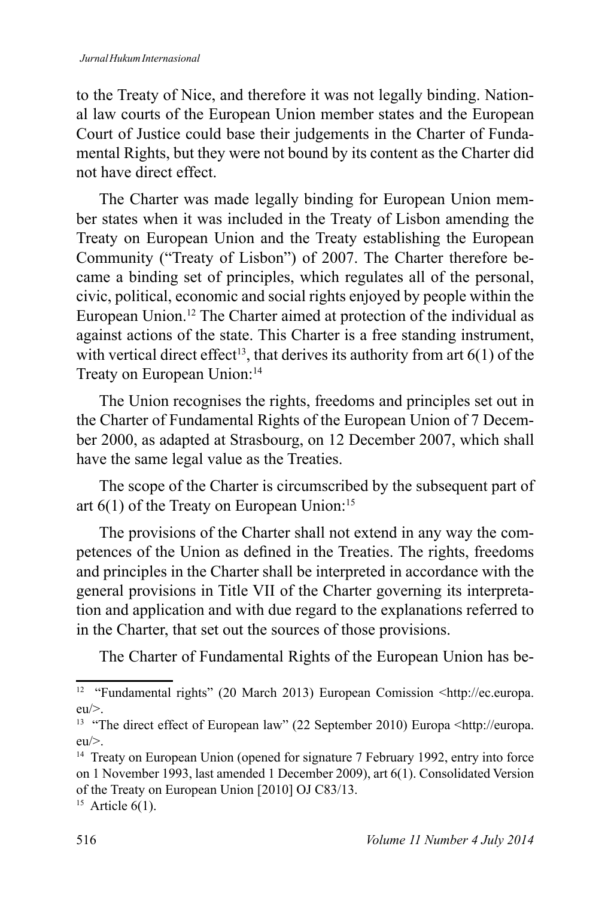to the Treaty of Nice, and therefore it was not legally binding. National law courts of the European Union member states and the European Court of Justice could base their judgements in the Charter of Fundamental Rights, but they were not bound by its content as the Charter did not have direct effect.

The Charter was made legally binding for European Union member states when it was included in the Treaty of Lisbon amending the Treaty on European Union and the Treaty establishing the European Community ("Treaty of Lisbon") of 2007. The Charter therefore became a binding set of principles, which regulates all of the personal, civic, political, economic and social rights enjoyed by people within the European Union.[12] The Charter aimed at protection of the individual as against actions of the state. This Charter is a free standing instrument, with vertical direct effect[13], that derives its authority from art 6(1) of the Treaty on European Union:[14]

The Union recognises the rights, freedoms and principles set out in the Charter of Fundamental Rights of the European Union of 7 December 2000, as adapted at Strasbourg, on 12 December 2007, which shall have the same legal value as the Treaties.

The scope of the Charter is circumscribed by the subsequent part of art 6(1) of the Treaty on European Union:[15]

The provisions of the Charter shall not extend in any way the competences of the Union as defined in the Treaties. The rights, freedoms and principles in the Charter shall be interpreted in accordance with the general provisions in Title VII of the Charter governing its interpretation and application and with due regard to the explanations referred to in the Charter, that set out the sources of those provisions.

The Charter of Fundamental Rights of the European Union has be-

---

[12] "Fundamental rights" (20 March 2013) European Comission <http://ec.europa.eu/>.

[13] "The direct effect of European law" (22 September 2010) Europa <http://europa.eu/>.

[14] Treaty on European Union (opened for signature 7 February 1992, entry into force on 1 November 1993, last amended 1 December 2009), art 6(1). Consolidated Version of the Treaty on European Union [2010] OJ C83/13.

[15] Article 6(1).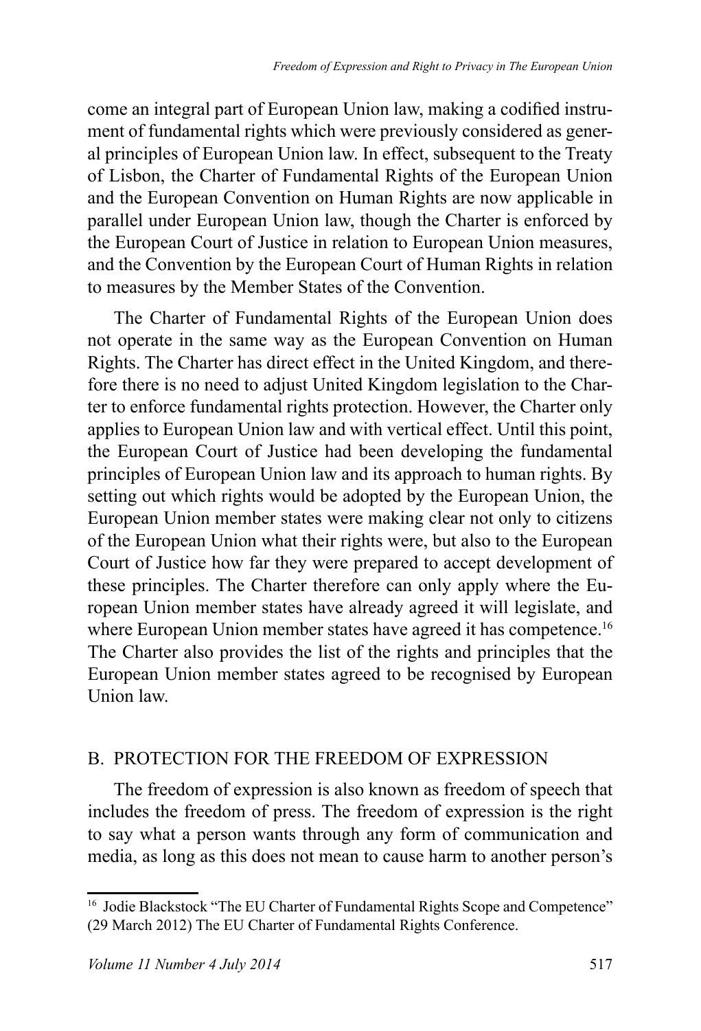come an integral part of European Union law, making a codified instrument of fundamental rights which were previously considered as general principles of European Union law. In effect, subsequent to the Treaty of Lisbon, the Charter of Fundamental Rights of the European Union and the European Convention on Human Rights are now applicable in parallel under European Union law, though the Charter is enforced by the European Court of Justice in relation to European Union measures, and the Convention by the European Court of Human Rights in relation to measures by the Member States of the Convention.

The Charter of Fundamental Rights of the European Union does not operate in the same way as the European Convention on Human Rights. The Charter has direct effect in the United Kingdom, and therefore there is no need to adjust United Kingdom legislation to the Charter to enforce fundamental rights protection. However, the Charter only applies to European Union law and with vertical effect. Until this point, the European Court of Justice had been developing the fundamental principles of European Union law and its approach to human rights. By setting out which rights would be adopted by the European Union, the European Union member states were making clear not only to citizens of the European Union what their rights were, but also to the European Court of Justice how far they were prepared to accept development of these principles. The Charter therefore can only apply where the European Union member states have already agreed it will legislate, and where European Union member states have agreed it has competence.[16] The Charter also provides the list of the rights and principles that the European Union member states agreed to be recognised by European Union law.

## B. PROTECTION FOR THE FREEDOM OF EXPRESSION

The freedom of expression is also known as freedom of speech that includes the freedom of press. The freedom of expression is the right to say what a person wants through any form of communication and media, as long as this does not mean to cause harm to another person's

[16] Jodie Blackstock "The EU Charter of Fundamental Rights Scope and Competence" (29 March 2012) The EU Charter of Fundamental Rights Conference.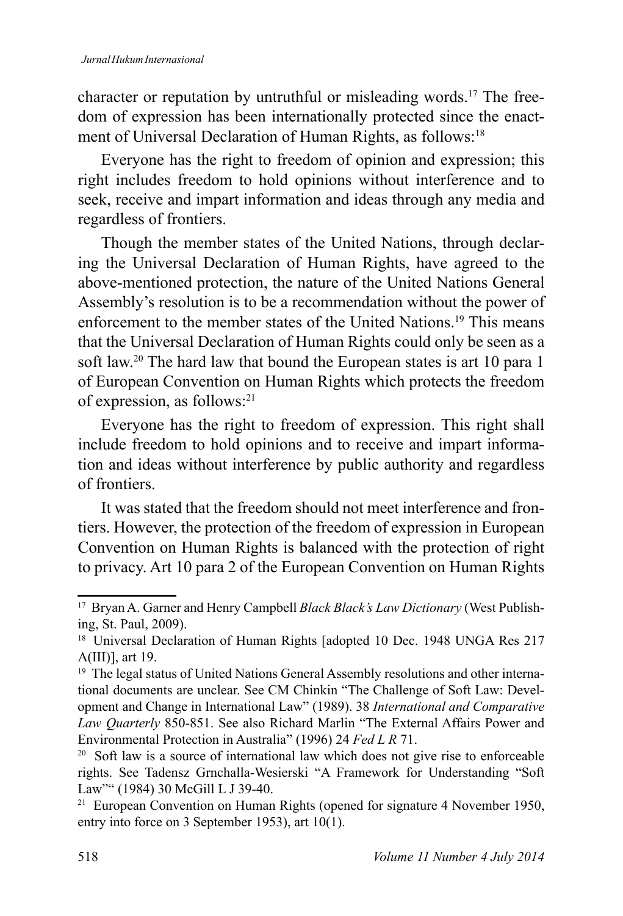character or reputation by untruthful or misleading words.[17] The freedom of expression has been internationally protected since the enactment of Universal Declaration of Human Rights, as follows:[18]

Everyone has the right to freedom of opinion and expression; this right includes freedom to hold opinions without interference and to seek, receive and impart information and ideas through any media and regardless of frontiers.

Though the member states of the United Nations, through declaring the Universal Declaration of Human Rights, have agreed to the above-mentioned protection, the nature of the United Nations General Assembly's resolution is to be a recommendation without the power of enforcement to the member states of the United Nations.[19] This means that the Universal Declaration of Human Rights could only be seen as a soft law.[20] The hard law that bound the European states is art 10 para 1 of European Convention on Human Rights which protects the freedom of expression, as follows:[21]

Everyone has the right to freedom of expression. This right shall include freedom to hold opinions and to receive and impart information and ideas without interference by public authority and regardless of frontiers.

It was stated that the freedom should not meet interference and frontiers. However, the protection of the freedom of expression in European Convention on Human Rights is balanced with the protection of right to privacy. Art 10 para 2 of the European Convention on Human Rights

---

[17] Bryan A. Garner and Henry Campbell *Black Black's Law Dictionary* (West Publishing, St. Paul, 2009).

[18] Universal Declaration of Human Rights [adopted 10 Dec. 1948 UNGA Res 217 A(III)], art 19.

[19] The legal status of United Nations General Assembly resolutions and other international documents are unclear. See CM Chinkin "The Challenge of Soft Law: Development and Change in International Law" (1989). 38 *International and Comparative Law Quarterly* 850-851. See also Richard Marlin "The External Affairs Power and Environmental Protection in Australia" (1996) 24 *Fed L R* 71.

[20] Soft law is a source of international law which does not give rise to enforceable rights. See Tadensz Grnchalla-Wesierski "A Framework for Understanding "Soft Law"" (1984) 30 McGill L J 39-40.

[21] European Convention on Human Rights (opened for signature 4 November 1950, entry into force on 3 September 1953), art 10(1).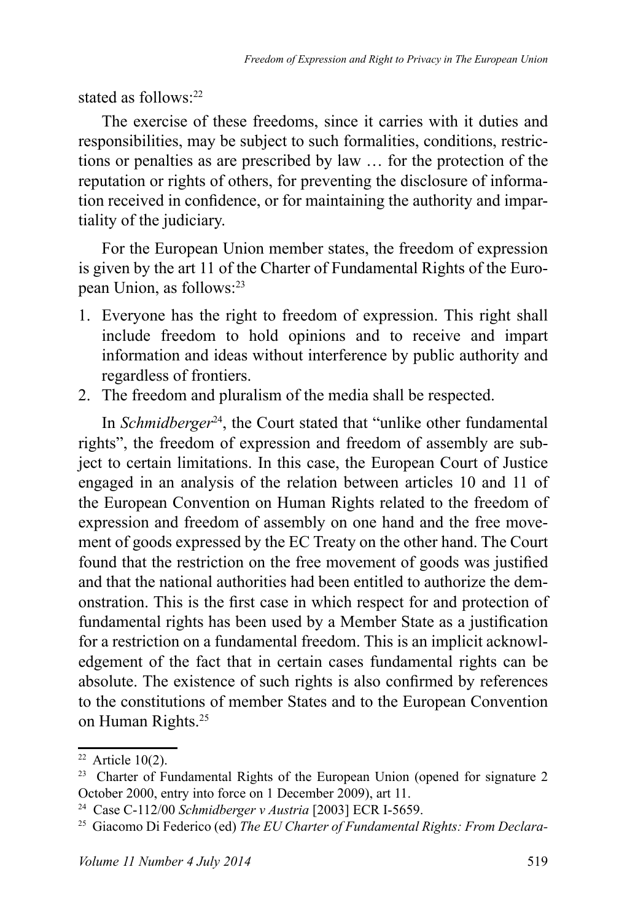stated as follows:[22]

The exercise of these freedoms, since it carries with it duties and responsibilities, may be subject to such formalities, conditions, restrictions or penalties as are prescribed by law … for the protection of the reputation or rights of others, for preventing the disclosure of information received in confidence, or for maintaining the authority and impartiality of the judiciary.

For the European Union member states, the freedom of expression is given by the art 11 of the Charter of Fundamental Rights of the European Union, as follows:[23]

1. Everyone has the right to freedom of expression. This right shall include freedom to hold opinions and to receive and impart information and ideas without interference by public authority and regardless of frontiers.
2. The freedom and pluralism of the media shall be respected.

In *Schmidberger*[24], the Court stated that "unlike other fundamental rights", the freedom of expression and freedom of assembly are subject to certain limitations. In this case, the European Court of Justice engaged in an analysis of the relation between articles 10 and 11 of the European Convention on Human Rights related to the freedom of expression and freedom of assembly on one hand and the free movement of goods expressed by the EC Treaty on the other hand. The Court found that the restriction on the free movement of goods was justified and that the national authorities had been entitled to authorize the demonstration. This is the first case in which respect for and protection of fundamental rights has been used by a Member State as a justification for a restriction on a fundamental freedom. This is an implicit acknowledgement of the fact that in certain cases fundamental rights can be absolute. The existence of such rights is also confirmed by references to the constitutions of member States and to the European Convention on Human Rights.[25]

---

[22] Article 10(2).

[23] Charter of Fundamental Rights of the European Union (opened for signature 2 October 2000, entry into force on 1 December 2009), art 11.

[24] Case C-112/00 *Schmidberger v Austria* [2003] ECR I-5659.

[25] Giacomo Di Federico (ed) *The EU Charter of Fundamental Rights: From Declara-*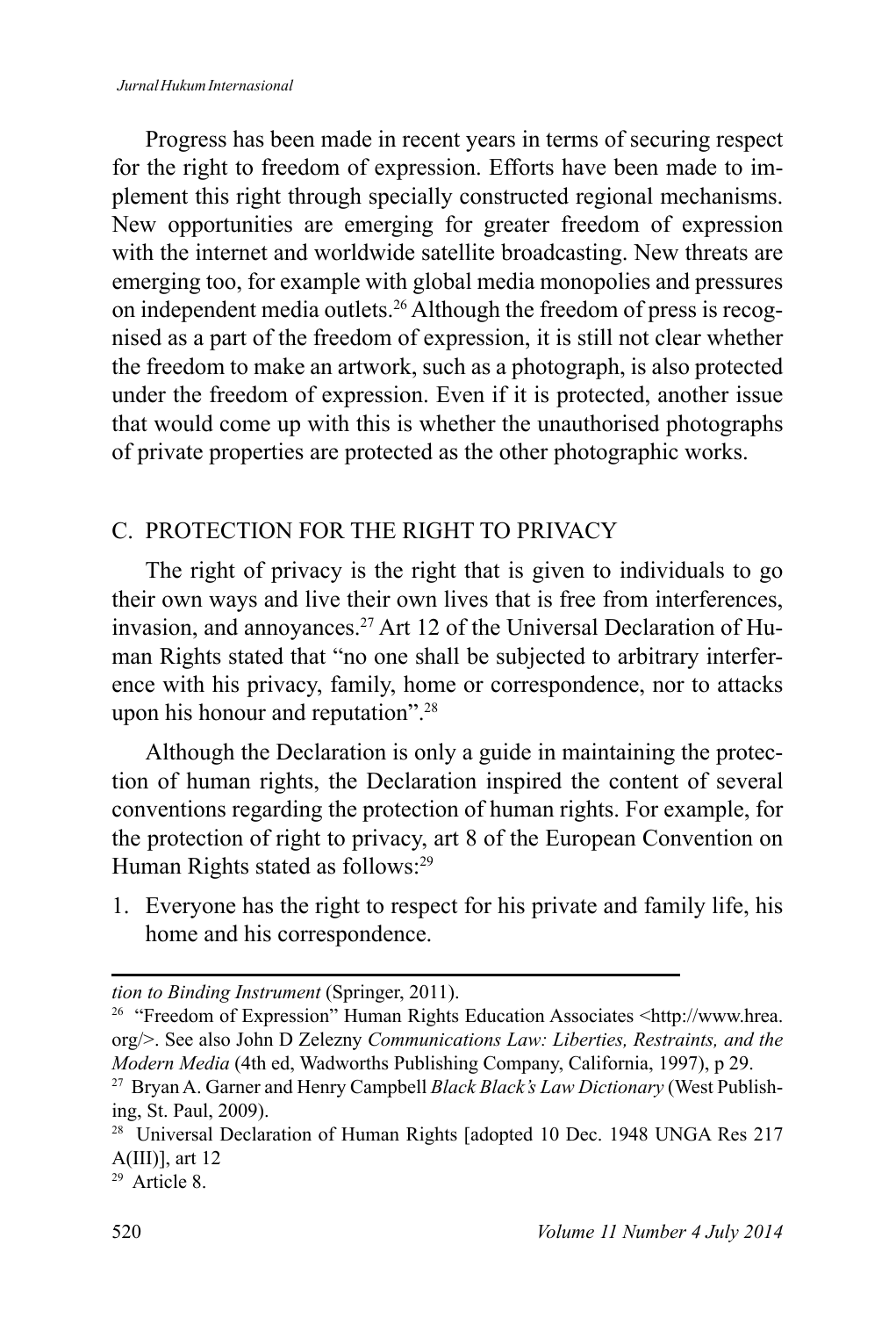Progress has been made in recent years in terms of securing respect for the right to freedom of expression. Efforts have been made to implement this right through specially constructed regional mechanisms. New opportunities are emerging for greater freedom of expression with the internet and worldwide satellite broadcasting. New threats are emerging too, for example with global media monopolies and pressures on independent media outlets.[26] Although the freedom of press is recognised as a part of the freedom of expression, it is still not clear whether the freedom to make an artwork, such as a photograph, is also protected under the freedom of expression. Even if it is protected, another issue that would come up with this is whether the unauthorised photographs of private properties are protected as the other photographic works.

## C. PROTECTION FOR THE RIGHT TO PRIVACY

The right of privacy is the right that is given to individuals to go their own ways and live their own lives that is free from interferences, invasion, and annoyances.[27] Art 12 of the Universal Declaration of Human Rights stated that "no one shall be subjected to arbitrary interference with his privacy, family, home or correspondence, nor to attacks upon his honour and reputation".[28]

Although the Declaration is only a guide in maintaining the protection of human rights, the Declaration inspired the content of several conventions regarding the protection of human rights. For example, for the protection of right to privacy, art 8 of the European Convention on Human Rights stated as follows:[29]

1. Everyone has the right to respect for his private and family life, his home and his correspondence.

---

*tion to Binding Instrument* (Springer, 2011).

[26] "Freedom of Expression" Human Rights Education Associates <http://www.hrea.org/>. See also John D Zelezny *Communications Law: Liberties, Restraints, and the Modern Media* (4th ed, Wadworths Publishing Company, California, 1997), p 29.

[27] Bryan A. Garner and Henry Campbell *Black Black's Law Dictionary* (West Publishing, St. Paul, 2009).

[28] Universal Declaration of Human Rights [adopted 10 Dec. 1948 UNGA Res 217 A(III)], art 12

[29] Article 8.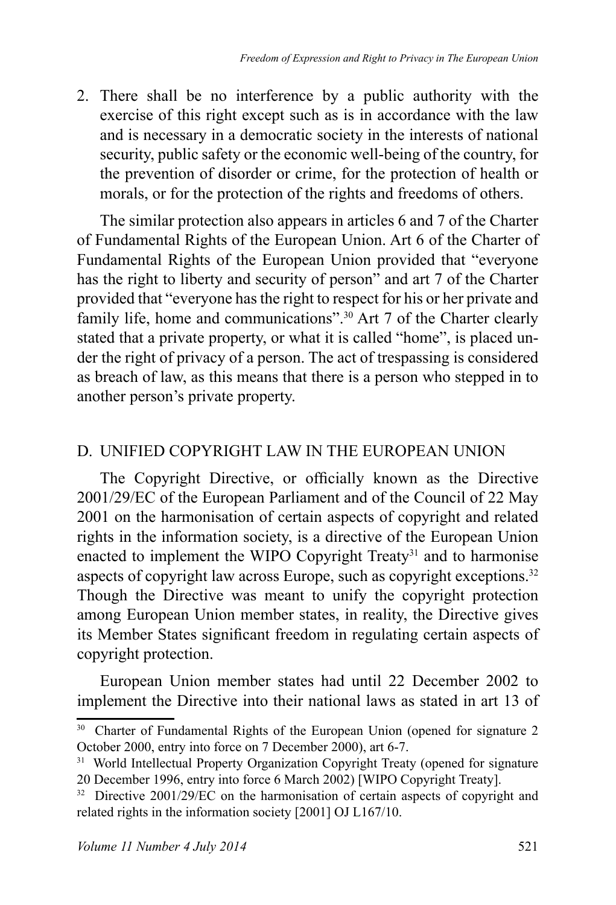2. There shall be no interference by a public authority with the exercise of this right except such as is in accordance with the law and is necessary in a democratic society in the interests of national security, public safety or the economic well-being of the country, for the prevention of disorder or crime, for the protection of health or morals, or for the protection of the rights and freedoms of others.

The similar protection also appears in articles 6 and 7 of the Charter of Fundamental Rights of the European Union. Art 6 of the Charter of Fundamental Rights of the European Union provided that "everyone has the right to liberty and security of person" and art 7 of the Charter provided that "everyone has the right to respect for his or her private and family life, home and communications".[30] Art 7 of the Charter clearly stated that a private property, or what it is called "home", is placed under the right of privacy of a person. The act of trespassing is considered as breach of law, as this means that there is a person who stepped in to another person's private property.

## D. UNIFIED COPYRIGHT LAW IN THE EUROPEAN UNION

The Copyright Directive, or officially known as the Directive 2001/29/EC of the European Parliament and of the Council of 22 May 2001 on the harmonisation of certain aspects of copyright and related rights in the information society, is a directive of the European Union enacted to implement the WIPO Copyright Treaty[31] and to harmonise aspects of copyright law across Europe, such as copyright exceptions.[32] Though the Directive was meant to unify the copyright protection among European Union member states, in reality, the Directive gives its Member States significant freedom in regulating certain aspects of copyright protection.

European Union member states had until 22 December 2002 to implement the Directive into their national laws as stated in art 13 of

---

[30] Charter of Fundamental Rights of the European Union (opened for signature 2 October 2000, entry into force on 7 December 2000), art 6-7.

[31] World Intellectual Property Organization Copyright Treaty (opened for signature 20 December 1996, entry into force 6 March 2002) [WIPO Copyright Treaty].

[32] Directive 2001/29/EC on the harmonisation of certain aspects of copyright and related rights in the information society [2001] OJ L167/10.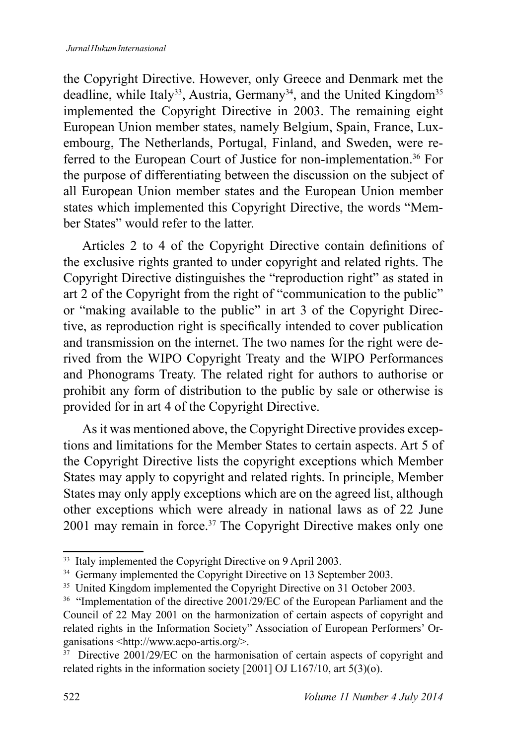the Copyright Directive. However, only Greece and Denmark met the deadline, while Italy[33], Austria, Germany[34], and the United Kingdom[35] implemented the Copyright Directive in 2003. The remaining eight European Union member states, namely Belgium, Spain, France, Luxembourg, The Netherlands, Portugal, Finland, and Sweden, were referred to the European Court of Justice for non-implementation.[36] For the purpose of differentiating between the discussion on the subject of all European Union member states and the European Union member states which implemented this Copyright Directive, the words "Member States" would refer to the latter.

Articles 2 to 4 of the Copyright Directive contain definitions of the exclusive rights granted to under copyright and related rights. The Copyright Directive distinguishes the "reproduction right" as stated in art 2 of the Copyright from the right of "communication to the public" or "making available to the public" in art 3 of the Copyright Directive, as reproduction right is specifically intended to cover publication and transmission on the internet. The two names for the right were derived from the WIPO Copyright Treaty and the WIPO Performances and Phonograms Treaty. The related right for authors to authorise or prohibit any form of distribution to the public by sale or otherwise is provided for in art 4 of the Copyright Directive.

As it was mentioned above, the Copyright Directive provides exceptions and limitations for the Member States to certain aspects. Art 5 of the Copyright Directive lists the copyright exceptions which Member States may apply to copyright and related rights. In principle, Member States may only apply exceptions which are on the agreed list, although other exceptions which were already in national laws as of 22 June 2001 may remain in force.[37] The Copyright Directive makes only one

---

[33] Italy implemented the Copyright Directive on 9 April 2003.

[34] Germany implemented the Copyright Directive on 13 September 2003.

[35] United Kingdom implemented the Copyright Directive on 31 October 2003.

[36] "Implementation of the directive 2001/29/EC of the European Parliament and the Council of 22 May 2001 on the harmonization of certain aspects of copyright and related rights in the Information Society" Association of European Performers' Organisations <http://www.aepo-artis.org/>.

[37] Directive 2001/29/EC on the harmonisation of certain aspects of copyright and related rights in the information society [2001] OJ L167/10, art 5(3)(o).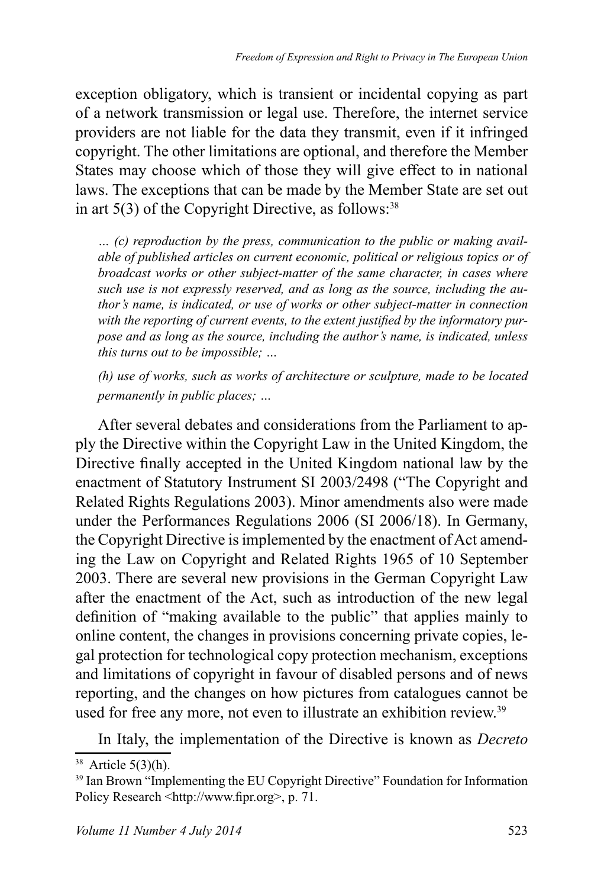exception obligatory, which is transient or incidental copying as part of a network transmission or legal use. Therefore, the internet service providers are not liable for the data they transmit, even if it infringed copyright. The other limitations are optional, and therefore the Member States may choose which of those they will give effect to in national laws. The exceptions that can be made by the Member State are set out in art 5(3) of the Copyright Directive, as follows:[38]

> *… (c) reproduction by the press, communication to the public or making available of published articles on current economic, political or religious topics or of broadcast works or other subject-matter of the same character, in cases where such use is not expressly reserved, and as long as the source, including the author's name, is indicated, or use of works or other subject-matter in connection with the reporting of current events, to the extent justified by the informatory purpose and as long as the source, including the author's name, is indicated, unless this turns out to be impossible; …*
>
> *(h) use of works, such as works of architecture or sculpture, made to be located permanently in public places; …*

After several debates and considerations from the Parliament to apply the Directive within the Copyright Law in the United Kingdom, the Directive finally accepted in the United Kingdom national law by the enactment of Statutory Instrument SI 2003/2498 ("The Copyright and Related Rights Regulations 2003). Minor amendments also were made under the Performances Regulations 2006 (SI 2006/18). In Germany, the Copyright Directive is implemented by the enactment of Act amending the Law on Copyright and Related Rights 1965 of 10 September 2003. There are several new provisions in the German Copyright Law after the enactment of the Act, such as introduction of the new legal definition of "making available to the public" that applies mainly to online content, the changes in provisions concerning private copies, legal protection for technological copy protection mechanism, exceptions and limitations of copyright in favour of disabled persons and of news reporting, and the changes on how pictures from catalogues cannot be used for free any more, not even to illustrate an exhibition review.[39]

In Italy, the implementation of the Directive is known as *Decreto*

---

[38] Article 5(3)(h).

[39] Ian Brown "Implementing the EU Copyright Directive" Foundation for Information Policy Research <http://www.fipr.org>, p. 71.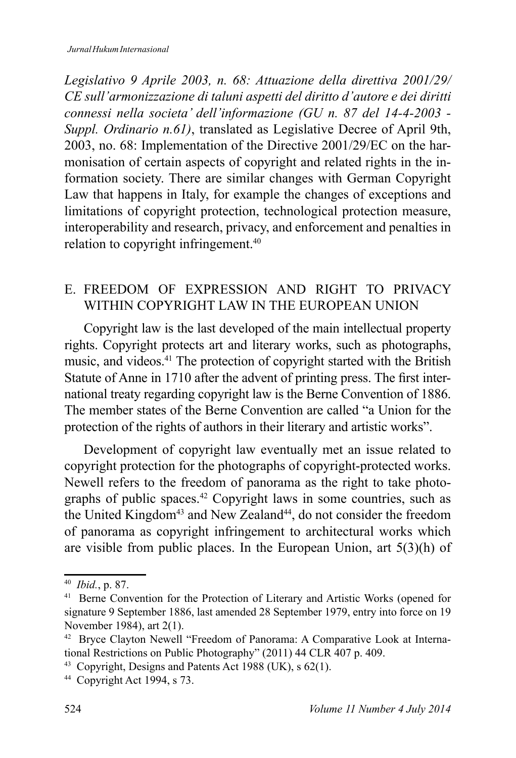*Legislativo 9 Aprile 2003, n. 68: Attuazione della direttiva 2001/29/ CE sull'armonizzazione di taluni aspetti del diritto d'autore e dei diritti connessi nella societa' dell'informazione (GU n. 87 del 14-4-2003 - Suppl. Ordinario n.61)*, translated as Legislative Decree of April 9th, 2003, no. 68: Implementation of the Directive 2001/29/EC on the harmonisation of certain aspects of copyright and related rights in the information society. There are similar changes with German Copyright Law that happens in Italy, for example the changes of exceptions and limitations of copyright protection, technological protection measure, interoperability and research, privacy, and enforcement and penalties in relation to copyright infringement.[40]

## E. FREEDOM OF EXPRESSION AND RIGHT TO PRIVACY WITHIN COPYRIGHT LAW IN THE EUROPEAN UNION

Copyright law is the last developed of the main intellectual property rights. Copyright protects art and literary works, such as photographs, music, and videos.[41] The protection of copyright started with the British Statute of Anne in 1710 after the advent of printing press. The first international treaty regarding copyright law is the Berne Convention of 1886. The member states of the Berne Convention are called "a Union for the protection of the rights of authors in their literary and artistic works".

Development of copyright law eventually met an issue related to copyright protection for the photographs of copyright-protected works. Newell refers to the freedom of panorama as the right to take photographs of public spaces.[42] Copyright laws in some countries, such as the United Kingdom[43] and New Zealand[44], do not consider the freedom of panorama as copyright infringement to architectural works which are visible from public places. In the European Union, art 5(3)(h) of

---

[40] *Ibid.*, p. 87.

[41] Berne Convention for the Protection of Literary and Artistic Works (opened for signature 9 September 1886, last amended 28 September 1979, entry into force on 19 November 1984), art 2(1).

[42] Bryce Clayton Newell "Freedom of Panorama: A Comparative Look at International Restrictions on Public Photography" (2011) 44 CLR 407 p. 409.

[43] Copyright, Designs and Patents Act 1988 (UK), s 62(1).

[44] Copyright Act 1994, s 73.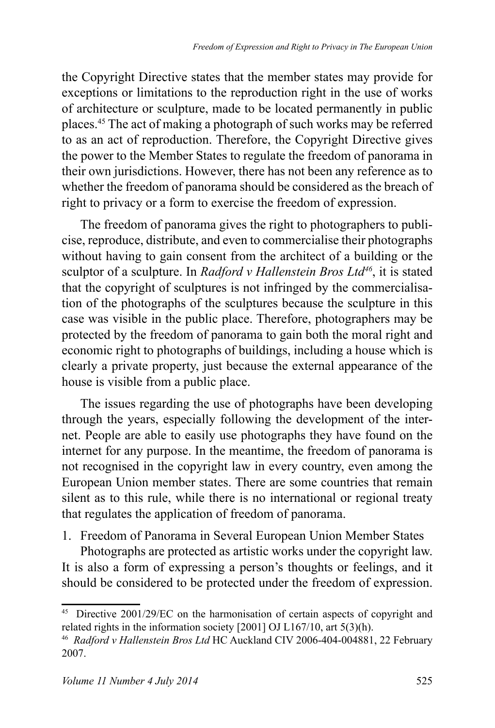the Copyright Directive states that the member states may provide for exceptions or limitations to the reproduction right in the use of works of architecture or sculpture, made to be located permanently in public places.[45] The act of making a photograph of such works may be referred to as an act of reproduction. Therefore, the Copyright Directive gives the power to the Member States to regulate the freedom of panorama in their own jurisdictions. However, there has not been any reference as to whether the freedom of panorama should be considered as the breach of right to privacy or a form to exercise the freedom of expression.

The freedom of panorama gives the right to photographers to publicise, reproduce, distribute, and even to commercialise their photographs without having to gain consent from the architect of a building or the sculptor of a sculpture. In *Radford v Hallenstein Bros Ltd*[46], it is stated that the copyright of sculptures is not infringed by the commercialisation of the photographs of the sculptures because the sculpture in this case was visible in the public place. Therefore, photographers may be protected by the freedom of panorama to gain both the moral right and economic right to photographs of buildings, including a house which is clearly a private property, just because the external appearance of the house is visible from a public place.

The issues regarding the use of photographs have been developing through the years, especially following the development of the internet. People are able to easily use photographs they have found on the internet for any purpose. In the meantime, the freedom of panorama is not recognised in the copyright law in every country, even among the European Union member states. There are some countries that remain silent as to this rule, while there is no international or regional treaty that regulates the application of freedom of panorama.

1. Freedom of Panorama in Several European Union Member States

Photographs are protected as artistic works under the copyright law. It is also a form of expressing a person's thoughts or feelings, and it should be considered to be protected under the freedom of expression.

---

[45] Directive 2001/29/EC on the harmonisation of certain aspects of copyright and related rights in the information society [2001] OJ L167/10, art 5(3)(h).

[46] *Radford v Hallenstein Bros Ltd* HC Auckland CIV 2006-404-004881, 22 February 2007.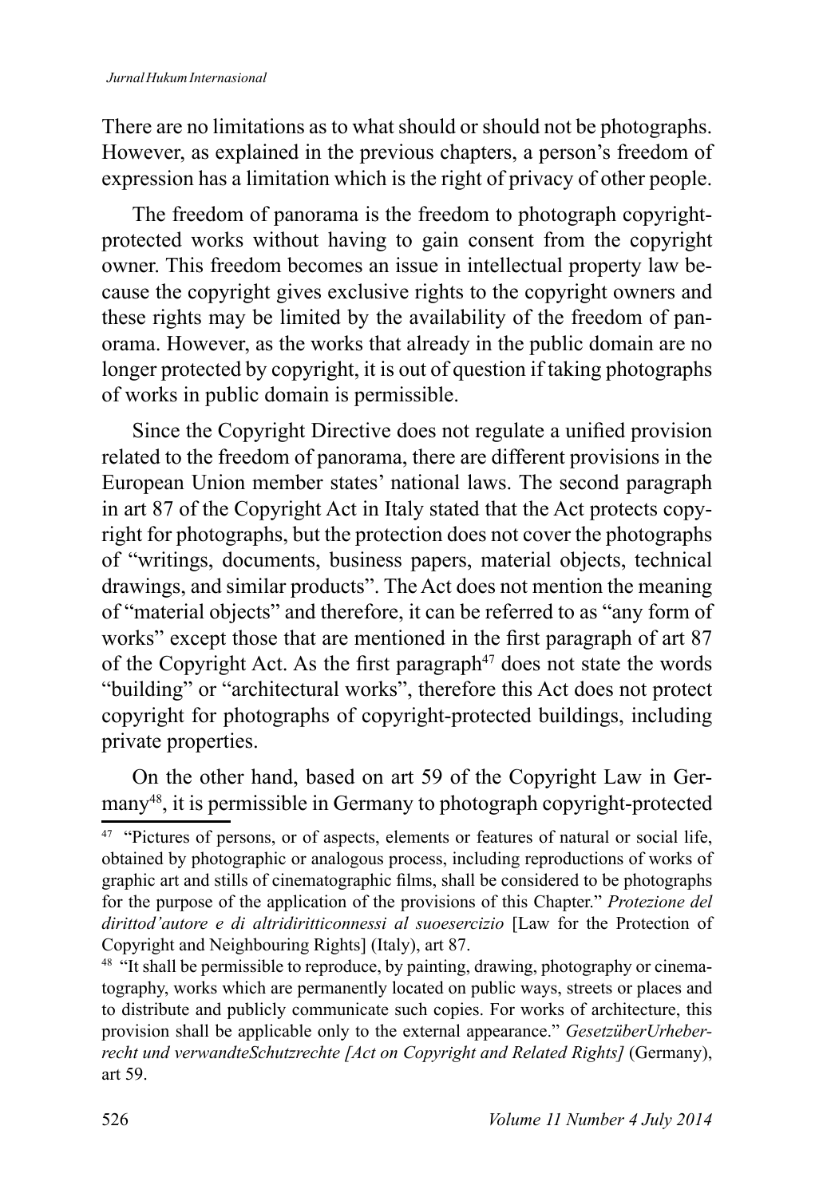There are no limitations as to what should or should not be photographs. However, as explained in the previous chapters, a person's freedom of expression has a limitation which is the right of privacy of other people.

The freedom of panorama is the freedom to photograph copyright-protected works without having to gain consent from the copyright owner. This freedom becomes an issue in intellectual property law because the copyright gives exclusive rights to the copyright owners and these rights may be limited by the availability of the freedom of panorama. However, as the works that already in the public domain are no longer protected by copyright, it is out of question if taking photographs of works in public domain is permissible.

Since the Copyright Directive does not regulate a unified provision related to the freedom of panorama, there are different provisions in the European Union member states' national laws. The second paragraph in art 87 of the Copyright Act in Italy stated that the Act protects copyright for photographs, but the protection does not cover the photographs of "writings, documents, business papers, material objects, technical drawings, and similar products". The Act does not mention the meaning of "material objects" and therefore, it can be referred to as "any form of works" except those that are mentioned in the first paragraph of art 87 of the Copyright Act. As the first paragraph[47] does not state the words "building" or "architectural works", therefore this Act does not protect copyright for photographs of copyright-protected buildings, including private properties.

On the other hand, based on art 59 of the Copyright Law in Germany[48], it is permissible in Germany to photograph copyright-protected

---

[47] "Pictures of persons, or of aspects, elements or features of natural or social life, obtained by photographic or analogous process, including reproductions of works of graphic art and stills of cinematographic films, shall be considered to be photographs for the purpose of the application of the provisions of this Chapter." *Protezione del dirittod'autore e di altridiritticonnessi al suoesercizio* [Law for the Protection of Copyright and Neighbouring Rights] (Italy), art 87.

[48] "It shall be permissible to reproduce, by painting, drawing, photography or cinematography, works which are permanently located on public ways, streets or places and to distribute and publicly communicate such copies. For works of architecture, this provision shall be applicable only to the external appearance." *GesetzüberUrheberrecht und verwandteSchutzrechte [Act on Copyright and Related Rights]* (Germany), art 59.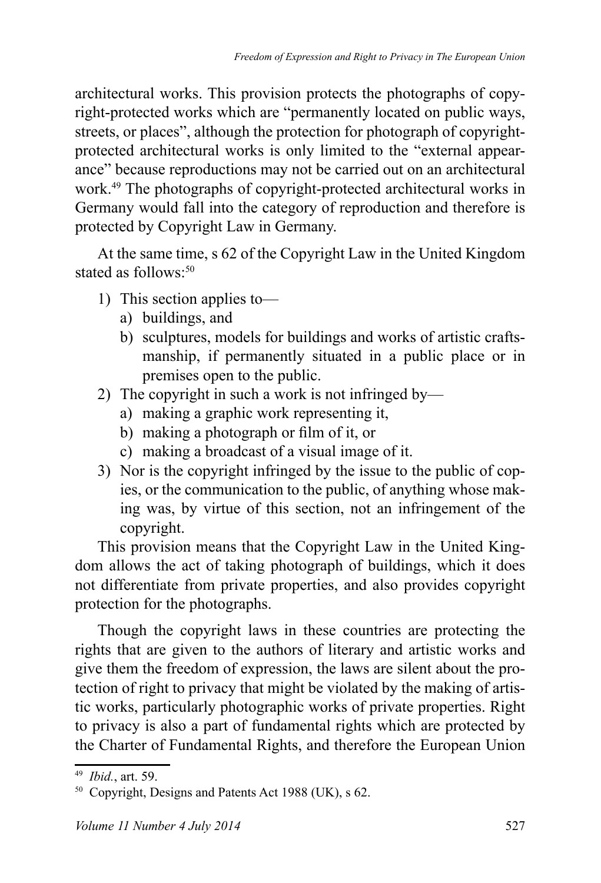architectural works. This provision protects the photographs of copyright-protected works which are "permanently located on public ways, streets, or places", although the protection for photograph of copyright-protected architectural works is only limited to the "external appearance" because reproductions may not be carried out on an architectural work.[49] The photographs of copyright-protected architectural works in Germany would fall into the category of reproduction and therefore is protected by Copyright Law in Germany.

At the same time, s 62 of the Copyright Law in the United Kingdom stated as follows:[50]

1) This section applies to—
   a) buildings, and
   b) sculptures, models for buildings and works of artistic craftsmanship, if permanently situated in a public place or in premises open to the public.
2) The copyright in such a work is not infringed by—
   a) making a graphic work representing it,
   b) making a photograph or film of it, or
   c) making a broadcast of a visual image of it.
3) Nor is the copyright infringed by the issue to the public of copies, or the communication to the public, of anything whose making was, by virtue of this section, not an infringement of the copyright.

This provision means that the Copyright Law in the United Kingdom allows the act of taking photograph of buildings, which it does not differentiate from private properties, and also provides copyright protection for the photographs.

Though the copyright laws in these countries are protecting the rights that are given to the authors of literary and artistic works and give them the freedom of expression, the laws are silent about the protection of right to privacy that might be violated by the making of artistic works, particularly photographic works of private properties. Right to privacy is also a part of fundamental rights which are protected by the Charter of Fundamental Rights, and therefore the European Union

---

[49] *Ibid.*, art. 59.

[50] Copyright, Designs and Patents Act 1988 (UK), s 62.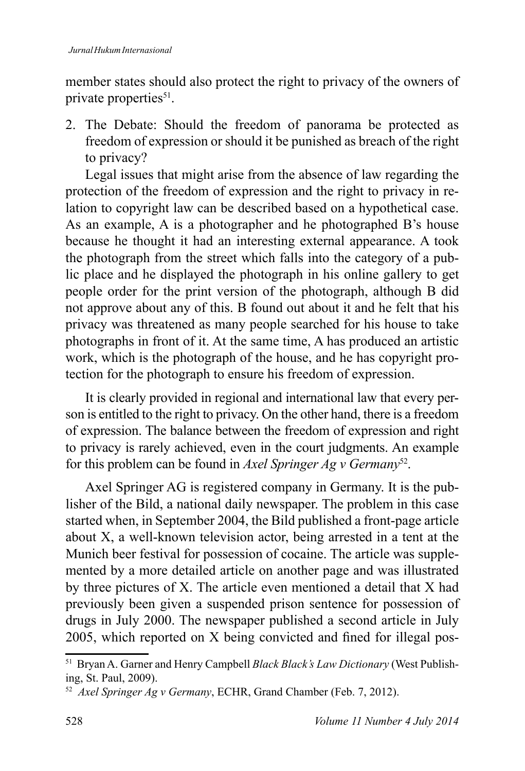member states should also protect the right to privacy of the owners of private properties[51].

2. The Debate: Should the freedom of panorama be protected as freedom of expression or should it be punished as breach of the right to privacy?

Legal issues that might arise from the absence of law regarding the protection of the freedom of expression and the right to privacy in relation to copyright law can be described based on a hypothetical case. As an example, A is a photographer and he photographed B's house because he thought it had an interesting external appearance. A took the photograph from the street which falls into the category of a public place and he displayed the photograph in his online gallery to get people order for the print version of the photograph, although B did not approve about any of this. B found out about it and he felt that his privacy was threatened as many people searched for his house to take photographs in front of it. At the same time, A has produced an artistic work, which is the photograph of the house, and he has copyright protection for the photograph to ensure his freedom of expression.

It is clearly provided in regional and international law that every person is entitled to the right to privacy. On the other hand, there is a freedom of expression. The balance between the freedom of expression and right to privacy is rarely achieved, even in the court judgments. An example for this problem can be found in *Axel Springer Ag v Germany*[52].

Axel Springer AG is registered company in Germany. It is the publisher of the Bild, a national daily newspaper. The problem in this case started when, in September 2004, the Bild published a front-page article about X, a well-known television actor, being arrested in a tent at the Munich beer festival for possession of cocaine. The article was supplemented by a more detailed article on another page and was illustrated by three pictures of X. The article even mentioned a detail that X had previously been given a suspended prison sentence for possession of drugs in July 2000. The newspaper published a second article in July 2005, which reported on X being convicted and fined for illegal pos-

---

[51] Bryan A. Garner and Henry Campbell *Black Black's Law Dictionary* (West Publishing, St. Paul, 2009).

[52] *Axel Springer Ag v Germany*, ECHR, Grand Chamber (Feb. 7, 2012).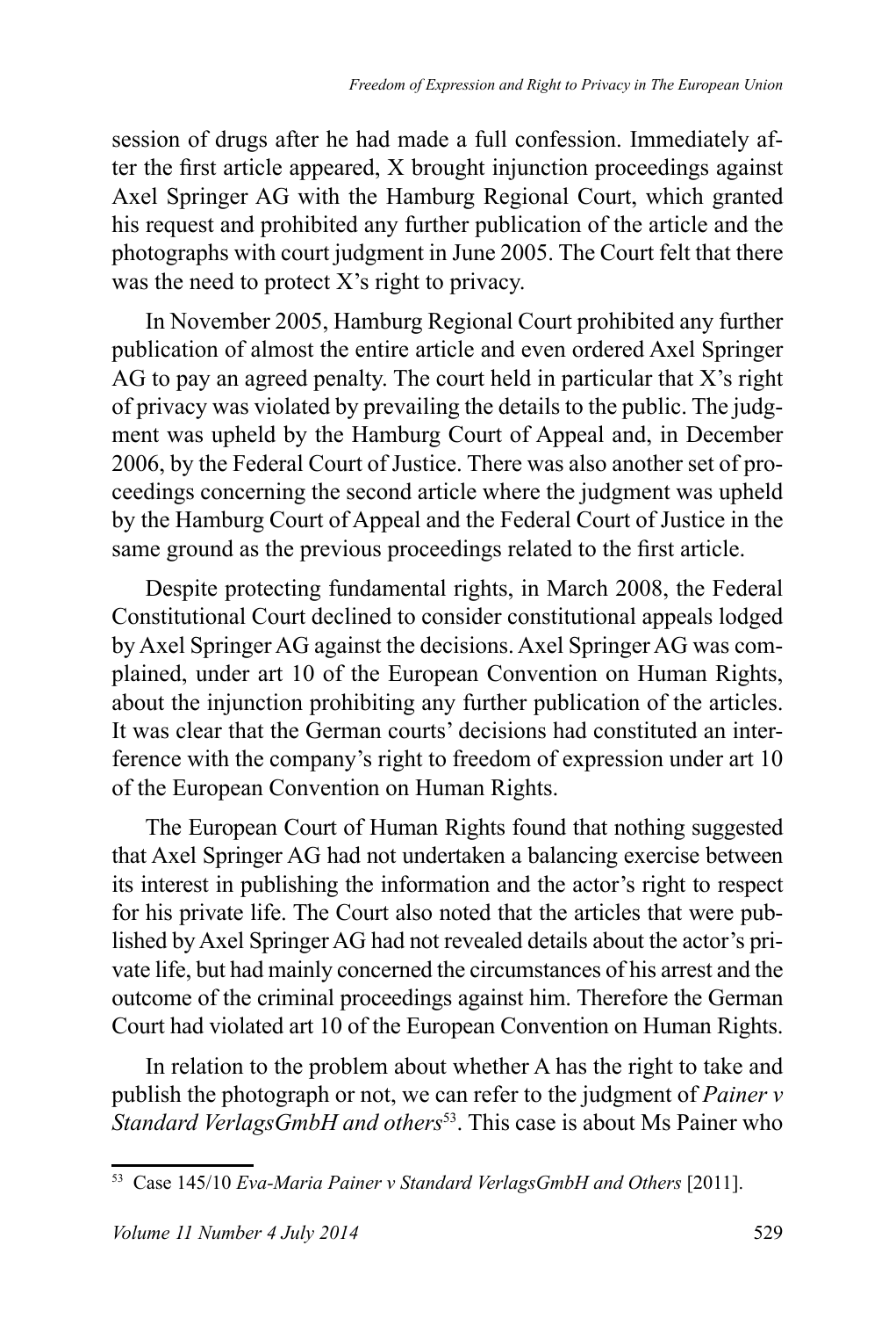session of drugs after he had made a full confession. Immediately after the first article appeared, X brought injunction proceedings against Axel Springer AG with the Hamburg Regional Court, which granted his request and prohibited any further publication of the article and the photographs with court judgment in June 2005. The Court felt that there was the need to protect X's right to privacy.

In November 2005, Hamburg Regional Court prohibited any further publication of almost the entire article and even ordered Axel Springer AG to pay an agreed penalty. The court held in particular that X's right of privacy was violated by prevailing the details to the public. The judgment was upheld by the Hamburg Court of Appeal and, in December 2006, by the Federal Court of Justice. There was also another set of proceedings concerning the second article where the judgment was upheld by the Hamburg Court of Appeal and the Federal Court of Justice in the same ground as the previous proceedings related to the first article.

Despite protecting fundamental rights, in March 2008, the Federal Constitutional Court declined to consider constitutional appeals lodged by Axel Springer AG against the decisions. Axel Springer AG was complained, under art 10 of the European Convention on Human Rights, about the injunction prohibiting any further publication of the articles. It was clear that the German courts' decisions had constituted an interference with the company's right to freedom of expression under art 10 of the European Convention on Human Rights.

The European Court of Human Rights found that nothing suggested that Axel Springer AG had not undertaken a balancing exercise between its interest in publishing the information and the actor's right to respect for his private life. The Court also noted that the articles that were published by Axel Springer AG had not revealed details about the actor's private life, but had mainly concerned the circumstances of his arrest and the outcome of the criminal proceedings against him. Therefore the German Court had violated art 10 of the European Convention on Human Rights.

In relation to the problem about whether A has the right to take and publish the photograph or not, we can refer to the judgment of *Painer v Standard VerlagsGmbH and others*[53]. This case is about Ms Painer who

[53] Case 145/10 *Eva-Maria Painer v Standard VerlagsGmbH and Others* [2011].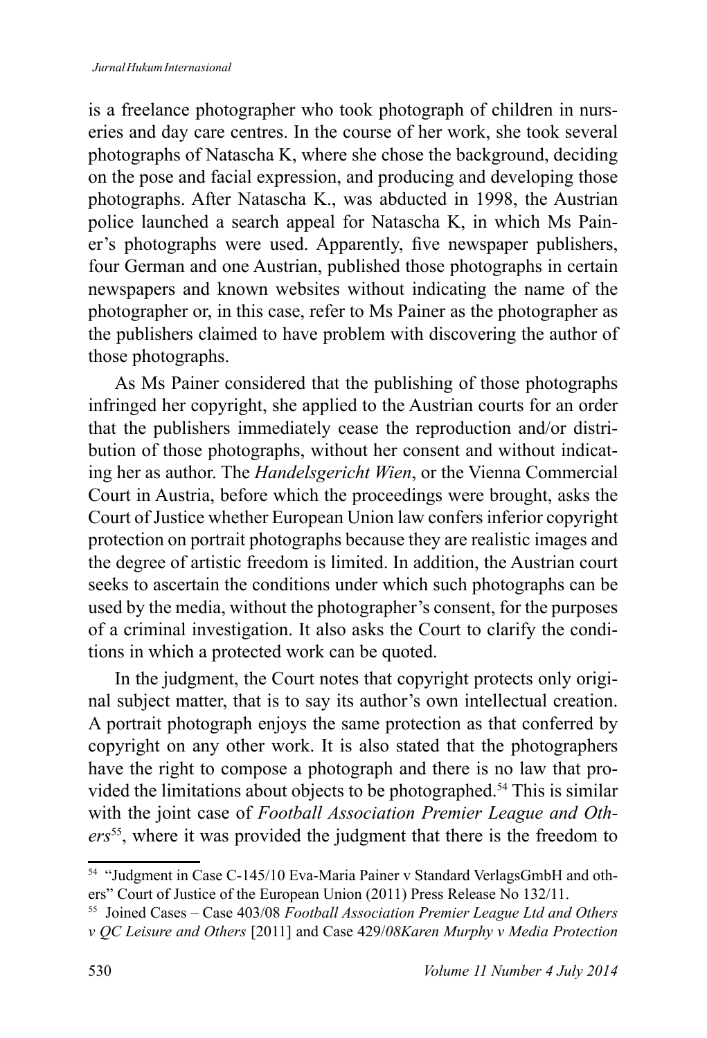is a freelance photographer who took photograph of children in nurseries and day care centres. In the course of her work, she took several photographs of Natascha K, where she chose the background, deciding on the pose and facial expression, and producing and developing those photographs. After Natascha K., was abducted in 1998, the Austrian police launched a search appeal for Natascha K, in which Ms Painer's photographs were used. Apparently, five newspaper publishers, four German and one Austrian, published those photographs in certain newspapers and known websites without indicating the name of the photographer or, in this case, refer to Ms Painer as the photographer as the publishers claimed to have problem with discovering the author of those photographs.

As Ms Painer considered that the publishing of those photographs infringed her copyright, she applied to the Austrian courts for an order that the publishers immediately cease the reproduction and/or distribution of those photographs, without her consent and without indicating her as author. The *Handelsgericht Wien*, or the Vienna Commercial Court in Austria, before which the proceedings were brought, asks the Court of Justice whether European Union law confers inferior copyright protection on portrait photographs because they are realistic images and the degree of artistic freedom is limited. In addition, the Austrian court seeks to ascertain the conditions under which such photographs can be used by the media, without the photographer's consent, for the purposes of a criminal investigation. It also asks the Court to clarify the conditions in which a protected work can be quoted.

In the judgment, the Court notes that copyright protects only original subject matter, that is to say its author's own intellectual creation. A portrait photograph enjoys the same protection as that conferred by copyright on any other work. It is also stated that the photographers have the right to compose a photograph and there is no law that provided the limitations about objects to be photographed.[54] This is similar with the joint case of *Football Association Premier League and Others*[55], where it was provided the judgment that there is the freedom to

---

[54] "Judgment in Case C-145/10 Eva-Maria Painer v Standard VerlagsGmbH and others" Court of Justice of the European Union (2011) Press Release No 132/11.

[55] Joined Cases – Case 403/08 *Football Association Premier League Ltd and Others v QC Leisure and Others* [2011] and Case 429/08*Karen Murphy v Media Protection*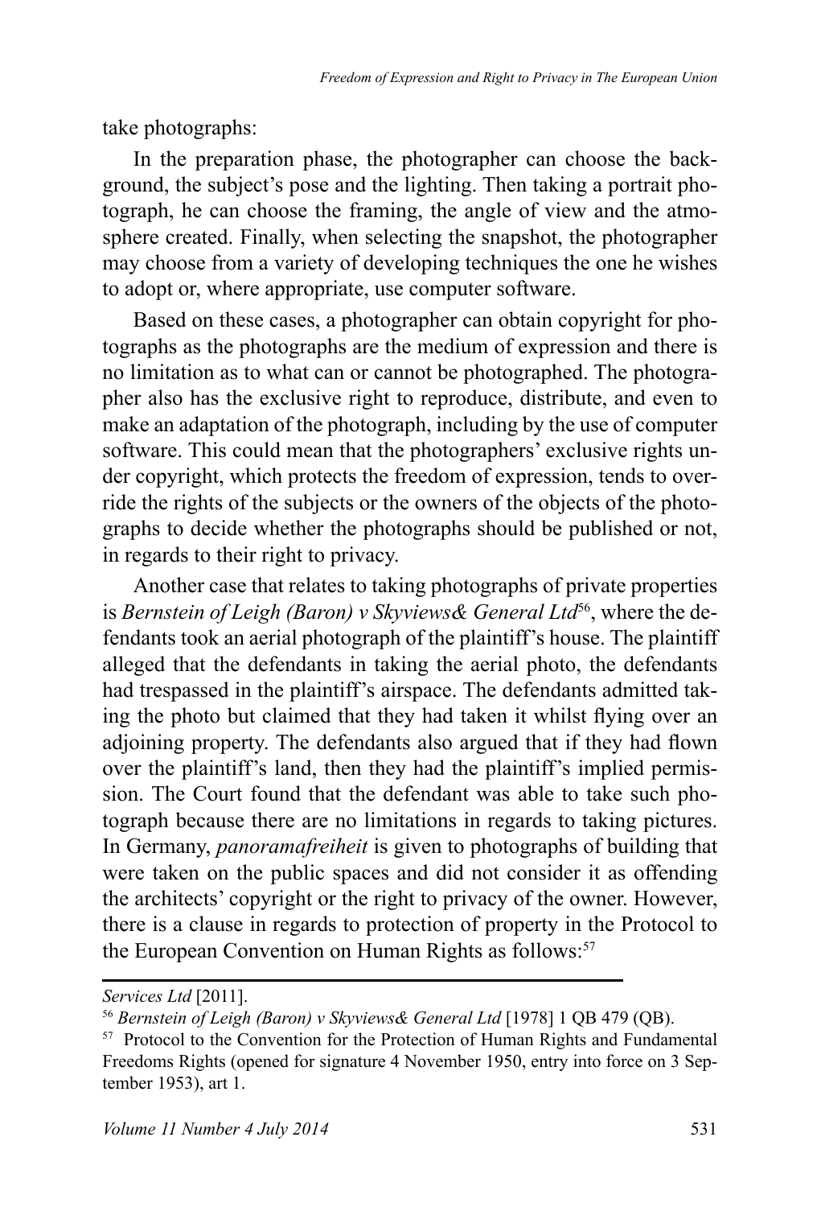take photographs:

In the preparation phase, the photographer can choose the background, the subject's pose and the lighting. Then taking a portrait photograph, he can choose the framing, the angle of view and the atmosphere created. Finally, when selecting the snapshot, the photographer may choose from a variety of developing techniques the one he wishes to adopt or, where appropriate, use computer software.

Based on these cases, a photographer can obtain copyright for photographs as the photographs are the medium of expression and there is no limitation as to what can or cannot be photographed. The photographer also has the exclusive right to reproduce, distribute, and even to make an adaptation of the photograph, including by the use of computer software. This could mean that the photographers' exclusive rights under copyright, which protects the freedom of expression, tends to override the rights of the subjects or the owners of the objects of the photographs to decide whether the photographs should be published or not, in regards to their right to privacy.

Another case that relates to taking photographs of private properties is *Bernstein of Leigh (Baron) v Skyviews& General Ltd*[56], where the defendants took an aerial photograph of the plaintiff's house. The plaintiff alleged that the defendants in taking the aerial photo, the defendants had trespassed in the plaintiff's airspace. The defendants admitted taking the photo but claimed that they had taken it whilst flying over an adjoining property. The defendants also argued that if they had flown over the plaintiff's land, then they had the plaintiff's implied permission. The Court found that the defendant was able to take such photograph because there are no limitations in regards to taking pictures. In Germany, *panoramafreiheit* is given to photographs of building that were taken on the public spaces and did not consider it as offending the architects' copyright or the right to privacy of the owner. However, there is a clause in regards to protection of property in the Protocol to the European Convention on Human Rights as follows:[57]

---

*Services Ltd* [2011].

[56] *Bernstein of Leigh (Baron) v Skyviews& General Ltd* [1978] 1 QB 479 (QB).

[57] Protocol to the Convention for the Protection of Human Rights and Fundamental Freedoms Rights (opened for signature 4 November 1950, entry into force on 3 September 1953), art 1.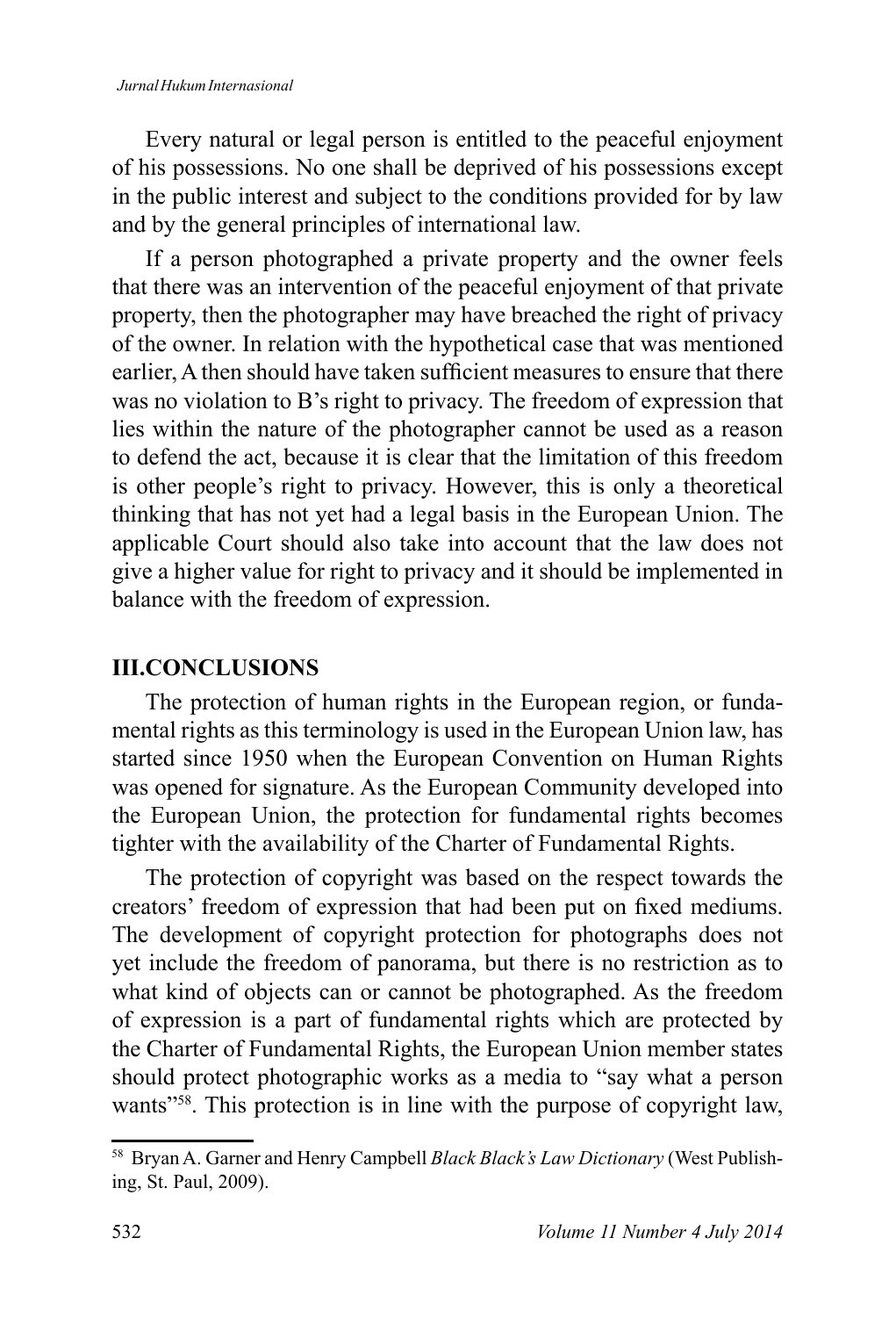Every natural or legal person is entitled to the peaceful enjoyment of his possessions. No one shall be deprived of his possessions except in the public interest and subject to the conditions provided for by law and by the general principles of international law.

If a person photographed a private property and the owner feels that there was an intervention of the peaceful enjoyment of that private property, then the photographer may have breached the right of privacy of the owner. In relation with the hypothetical case that was mentioned earlier, A then should have taken sufficient measures to ensure that there was no violation to B's right to privacy. The freedom of expression that lies within the nature of the photographer cannot be used as a reason to defend the act, because it is clear that the limitation of this freedom is other people's right to privacy. However, this is only a theoretical thinking that has not yet had a legal basis in the European Union. The applicable Court should also take into account that the law does not give a higher value for right to privacy and it should be implemented in balance with the freedom of expression.

## III.CONCLUSIONS

The protection of human rights in the European region, or fundamental rights as this terminology is used in the European Union law, has started since 1950 when the European Convention on Human Rights was opened for signature. As the European Community developed into the European Union, the protection for fundamental rights becomes tighter with the availability of the Charter of Fundamental Rights.

The protection of copyright was based on the respect towards the creators' freedom of expression that had been put on fixed mediums. The development of copyright protection for photographs does not yet include the freedom of panorama, but there is no restriction as to what kind of objects can or cannot be photographed. As the freedom of expression is a part of fundamental rights which are protected by the Charter of Fundamental Rights, the European Union member states should protect photographic works as a media to "say what a person wants"[58]. This protection is in line with the purpose of copyright law,

[58] Bryan A. Garner and Henry Campbell *Black Black's Law Dictionary* (West Publishing, St. Paul, 2009).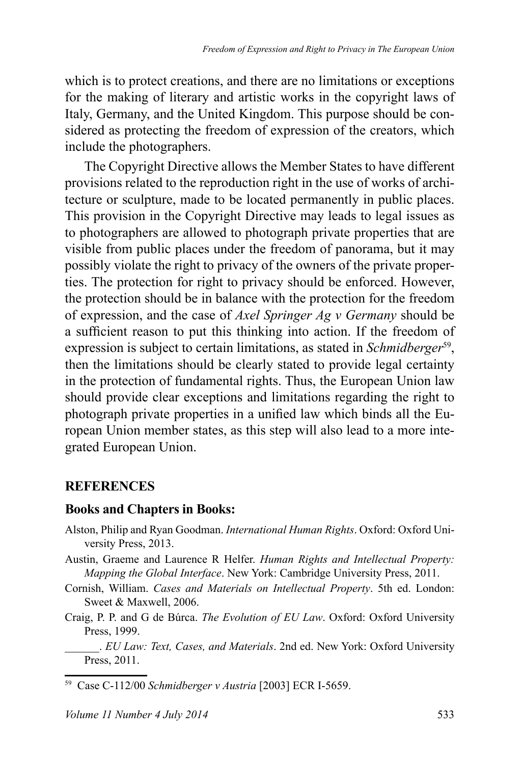which is to protect creations, and there are no limitations or exceptions for the making of literary and artistic works in the copyright laws of Italy, Germany, and the United Kingdom. This purpose should be considered as protecting the freedom of expression of the creators, which include the photographers.

The Copyright Directive allows the Member States to have different provisions related to the reproduction right in the use of works of architecture or sculpture, made to be located permanently in public places. This provision in the Copyright Directive may leads to legal issues as to photographers are allowed to photograph private properties that are visible from public places under the freedom of panorama, but it may possibly violate the right to privacy of the owners of the private properties. The protection for right to privacy should be enforced. However, the protection should be in balance with the protection for the freedom of expression, and the case of *Axel Springer Ag v Germany* should be a sufficient reason to put this thinking into action. If the freedom of expression is subject to certain limitations, as stated in *Schmidberger*[59], then the limitations should be clearly stated to provide legal certainty in the protection of fundamental rights. Thus, the European Union law should provide clear exceptions and limitations regarding the right to photograph private properties in a unified law which binds all the European Union member states, as this step will also lead to a more integrated European Union.

## REFERENCES

### Books and Chapters in Books:

Alston, Philip and Ryan Goodman. *International Human Rights*. Oxford: Oxford University Press, 2013.

Austin, Graeme and Laurence R Helfer. *Human Rights and Intellectual Property: Mapping the Global Interface*. New York: Cambridge University Press, 2011.

Cornish, William. *Cases and Materials on Intellectual Property*. 5th ed. London: Sweet & Maxwell, 2006.

Craig, P. P. and G de Búrca. *The Evolution of EU Law*. Oxford: Oxford University Press, 1999.

______. *EU Law: Text, Cases, and Materials*. 2nd ed. New York: Oxford University Press, 2011.

---

[59] Case C-112/00 *Schmidberger v Austria* [2003] ECR I-5659.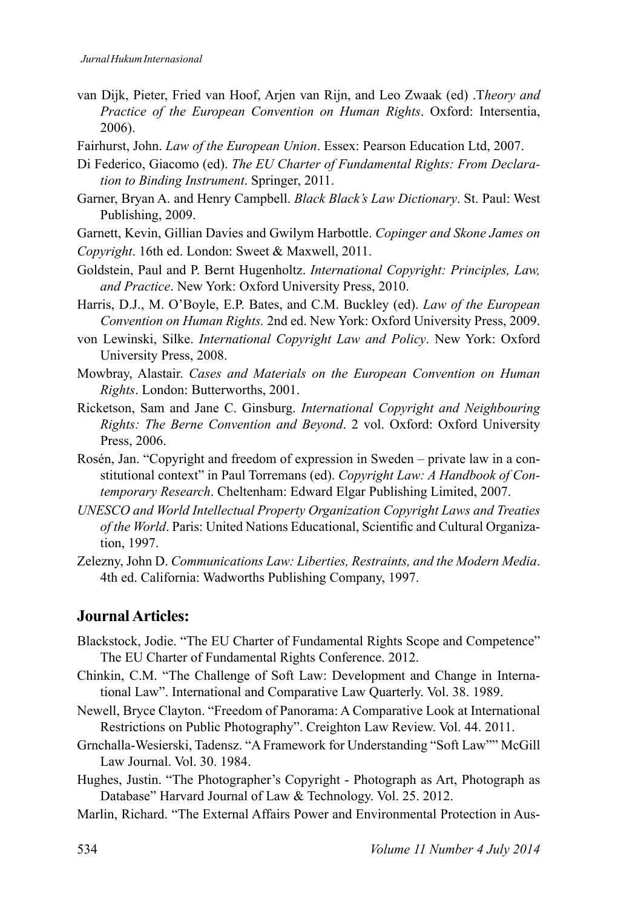van Dijk, Pieter, Fried van Hoof, Arjen van Rijn, and Leo Zwaak (ed) .T*heory and Practice of the European Convention on Human Rights*. Oxford: Intersentia, 2006).

Fairhurst, John. *Law of the European Union*. Essex: Pearson Education Ltd, 2007.

Di Federico, Giacomo (ed). *The EU Charter of Fundamental Rights: From Declaration to Binding Instrument*. Springer, 2011.

Garner, Bryan A. and Henry Campbell. *Black Black's Law Dictionary*. St. Paul: West Publishing, 2009.

Garnett, Kevin, Gillian Davies and Gwilym Harbottle. *Copinger and Skone James on Copyright*. 16th ed. London: Sweet & Maxwell, 2011.

Goldstein, Paul and P. Bernt Hugenholtz. *International Copyright: Principles, Law, and Practice*. New York: Oxford University Press, 2010.

Harris, D.J., M. O'Boyle, E.P. Bates, and C.M. Buckley (ed). *Law of the European Convention on Human Rights.* 2nd ed. New York: Oxford University Press, 2009.

von Lewinski, Silke. *International Copyright Law and Policy*. New York: Oxford University Press, 2008.

Mowbray, Alastair. *Cases and Materials on the European Convention on Human Rights*. London: Butterworths, 2001.

Ricketson, Sam and Jane C. Ginsburg. *International Copyright and Neighbouring Rights: The Berne Convention and Beyond*. 2 vol. Oxford: Oxford University Press, 2006.

Rosén, Jan. "Copyright and freedom of expression in Sweden – private law in a constitutional context" in Paul Torremans (ed). *Copyright Law: A Handbook of Contemporary Research*. Cheltenham: Edward Elgar Publishing Limited, 2007.

*UNESCO and World Intellectual Property Organization Copyright Laws and Treaties of the World*. Paris: United Nations Educational, Scientific and Cultural Organization, 1997.

Zelezny, John D. *Communications Law: Liberties, Restraints, and the Modern Media*. 4th ed. California: Wadworths Publishing Company, 1997.

## Journal Articles:

Blackstock, Jodie. "The EU Charter of Fundamental Rights Scope and Competence" The EU Charter of Fundamental Rights Conference. 2012.

Chinkin, C.M. "The Challenge of Soft Law: Development and Change in International Law". International and Comparative Law Quarterly. Vol. 38. 1989.

Newell, Bryce Clayton. "Freedom of Panorama: A Comparative Look at International Restrictions on Public Photography". Creighton Law Review. Vol. 44. 2011.

Grnchalla-Wesierski, Tadensz. "A Framework for Understanding "Soft Law"" McGill Law Journal. Vol. 30. 1984.

Hughes, Justin. "The Photographer's Copyright - Photograph as Art, Photograph as Database" Harvard Journal of Law & Technology. Vol. 25. 2012.

Marlin, Richard. "The External Affairs Power and Environmental Protection in Aus-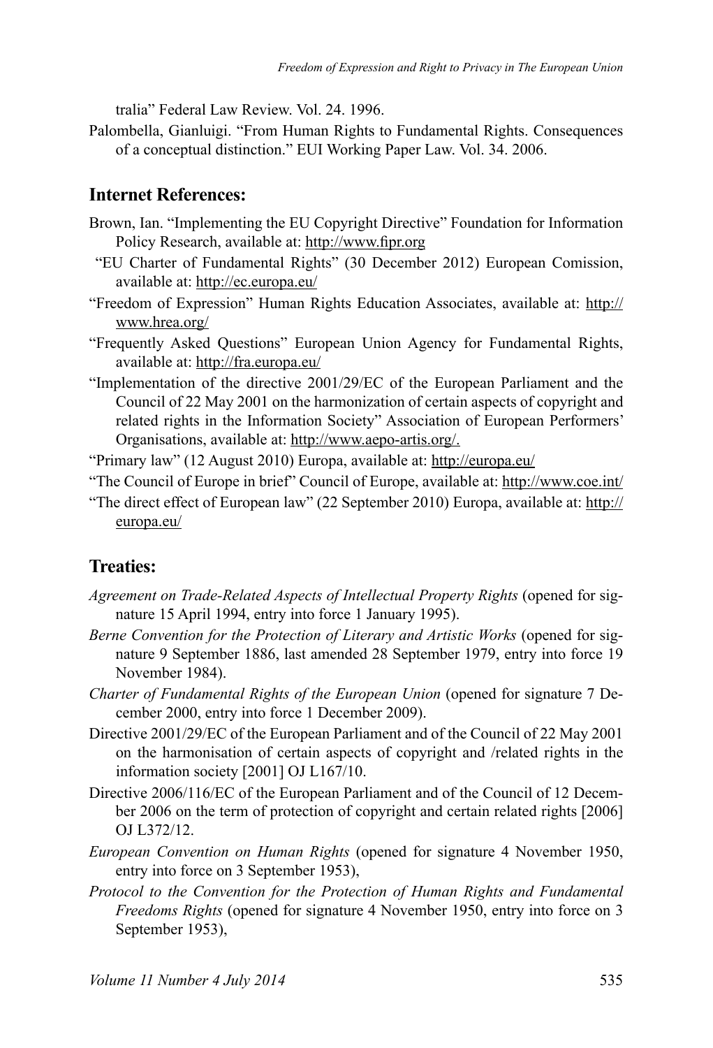tralia" Federal Law Review. Vol. 24. 1996.

Palombella, Gianluigi. "From Human Rights to Fundamental Rights. Consequences of a conceptual distinction." EUI Working Paper Law. Vol. 34. 2006.

## Internet References:

Brown, Ian. "Implementing the EU Copyright Directive" Foundation for Information Policy Research, available at: http://www.fipr.org

"EU Charter of Fundamental Rights" (30 December 2012) European Comission, available at: http://ec.europa.eu/

"Freedom of Expression" Human Rights Education Associates, available at: http://www.hrea.org/

"Frequently Asked Questions" European Union Agency for Fundamental Rights, available at: http://fra.europa.eu/

"Implementation of the directive 2001/29/EC of the European Parliament and the Council of 22 May 2001 on the harmonization of certain aspects of copyright and related rights in the Information Society" Association of European Performers' Organisations, available at: http://www.aepo-artis.org/.

"Primary law" (12 August 2010) Europa, available at: http://europa.eu/

"The Council of Europe in brief" Council of Europe, available at: http://www.coe.int/

"The direct effect of European law" (22 September 2010) Europa, available at: http://europa.eu/

## Treaties:

*Agreement on Trade-Related Aspects of Intellectual Property Rights* (opened for signature 15 April 1994, entry into force 1 January 1995).

*Berne Convention for the Protection of Literary and Artistic Works* (opened for signature 9 September 1886, last amended 28 September 1979, entry into force 19 November 1984).

*Charter of Fundamental Rights of the European Union* (opened for signature 7 December 2000, entry into force 1 December 2009).

Directive 2001/29/EC of the European Parliament and of the Council of 22 May 2001 on the harmonisation of certain aspects of copyright and /related rights in the information society [2001] OJ L167/10.

Directive 2006/116/EC of the European Parliament and of the Council of 12 December 2006 on the term of protection of copyright and certain related rights [2006] OJ L372/12.

*European Convention on Human Rights* (opened for signature 4 November 1950, entry into force on 3 September 1953),

*Protocol to the Convention for the Protection of Human Rights and Fundamental Freedoms Rights* (opened for signature 4 November 1950, entry into force on 3 September 1953),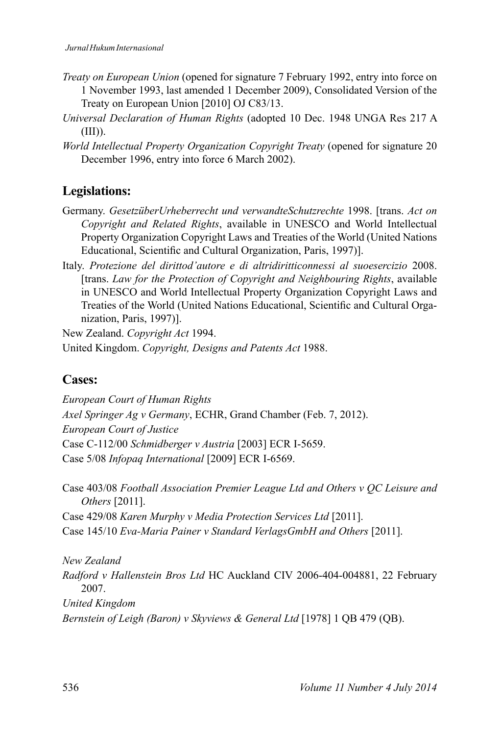*Treaty on European Union* (opened for signature 7 February 1992, entry into force on 1 November 1993, last amended 1 December 2009), Consolidated Version of the Treaty on European Union [2010] OJ C83/13.

*Universal Declaration of Human Rights* (adopted 10 Dec. 1948 UNGA Res 217 A (III)).

*World Intellectual Property Organization Copyright Treaty* (opened for signature 20 December 1996, entry into force 6 March 2002).

## Legislations:

Germany. *GesetzüberUrheberrecht und verwandteSchutzrechte* 1998. [trans. *Act on Copyright and Related Rights*, available in UNESCO and World Intellectual Property Organization Copyright Laws and Treaties of the World (United Nations Educational, Scientific and Cultural Organization, Paris, 1997)].

Italy. *Protezione del dirittod'autore e di altridiritticonnessi al suoesercizio* 2008. [trans. *Law for the Protection of Copyright and Neighbouring Rights*, available in UNESCO and World Intellectual Property Organization Copyright Laws and Treaties of the World (United Nations Educational, Scientific and Cultural Organization, Paris, 1997)].

New Zealand. *Copyright Act* 1994.

United Kingdom. *Copyright, Designs and Patents Act* 1988.

## Cases:

*European Court of Human Rights*

*Axel Springer Ag v Germany*, ECHR, Grand Chamber (Feb. 7, 2012).

*European Court of Justice*

Case C-112/00 *Schmidberger v Austria* [2003] ECR I-5659.

Case 5/08 *Infopaq International* [2009] ECR I-6569.

Case 403/08 *Football Association Premier League Ltd and Others v QC Leisure and Others* [2011].

Case 429/08 *Karen Murphy v Media Protection Services Ltd* [2011].

Case 145/10 *Eva-Maria Painer v Standard VerlagsGmbH and Others* [2011].

*New Zealand*

*Radford v Hallenstein Bros Ltd* HC Auckland CIV 2006-404-004881, 22 February 2007.

*United Kingdom*

*Bernstein of Leigh (Baron) v Skyviews & General Ltd* [1978] 1 QB 479 (QB).